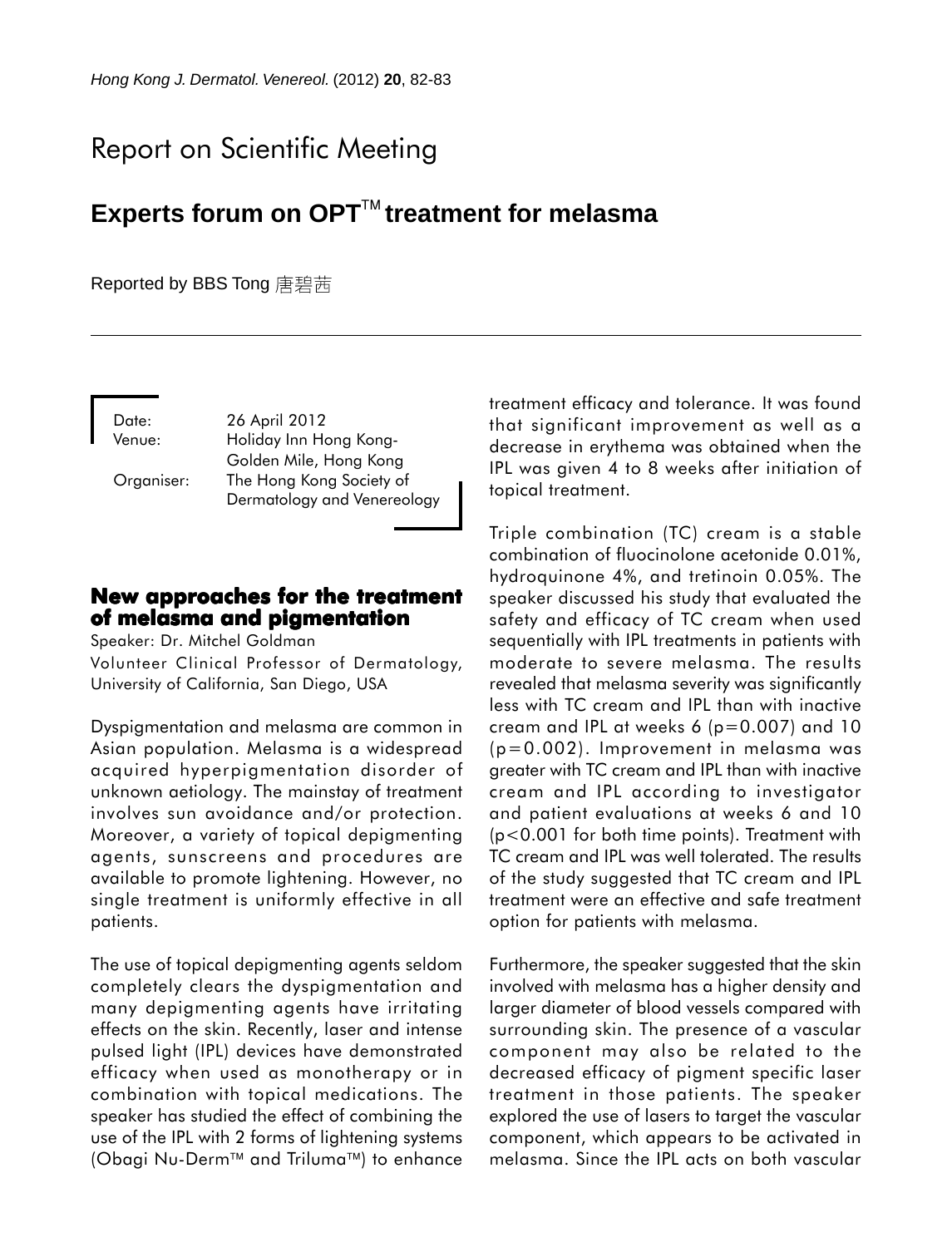# Report on Scientific Meeting

## Experts forum on OPT™ treatment for melasma

Reported by BBS Tong 唐碧茜

Date: 26 April 2012
Venue: Holiday Inn Hong Kong-Golden Mile, Hong Kong
Organiser: The Hong Kong Society of Dermatology and Venereology

### New approaches for the treatment of melasma and pigmentation

Speaker: Dr. Mitchel Goldman
Volunteer Clinical Professor of Dermatology, University of California, San Diego, USA

Dyspigmentation and melasma are common in Asian population. Melasma is a widespread acquired hyperpigmentation disorder of unknown aetiology. The mainstay of treatment involves sun avoidance and/or protection. Moreover, a variety of topical depigmenting agents, sunscreens and procedures are available to promote lightening. However, no single treatment is uniformly effective in all patients.

The use of topical depigmenting agents seldom completely clears the dyspigmentation and many depigmenting agents have irritating effects on the skin. Recently, laser and intense pulsed light (IPL) devices have demonstrated efficacy when used as monotherapy or in combination with topical medications. The speaker has studied the effect of combining the use of the IPL with 2 forms of lightening systems (Obagi Nu-Derm™ and Triluma™) to enhance treatment efficacy and tolerance. It was found that significant improvement as well as a decrease in erythema was obtained when the IPL was given 4 to 8 weeks after initiation of topical treatment.

Triple combination (TC) cream is a stable combination of fluocinolone acetonide 0.01%, hydroquinone 4%, and tretinoin 0.05%. The speaker discussed his study that evaluated the safety and efficacy of TC cream when used sequentially with IPL treatments in patients with moderate to severe melasma. The results revealed that melasma severity was significantly less with TC cream and IPL than with inactive cream and IPL at weeks 6 ($p=0.007$) and 10 ($p=0.002$). Improvement in melasma was greater with TC cream and IPL than with inactive cream and IPL according to investigator and patient evaluations at weeks 6 and 10 ($p<0.001$ for both time points). Treatment with TC cream and IPL was well tolerated. The results of the study suggested that TC cream and IPL treatment were an effective and safe treatment option for patients with melasma.

Furthermore, the speaker suggested that the skin involved with melasma has a higher density and larger diameter of blood vessels compared with surrounding skin. The presence of a vascular component may also be related to the decreased efficacy of pigment specific laser treatment in those patients. The speaker explored the use of lasers to target the vascular component, which appears to be activated in melasma. Since the IPL acts on both vascular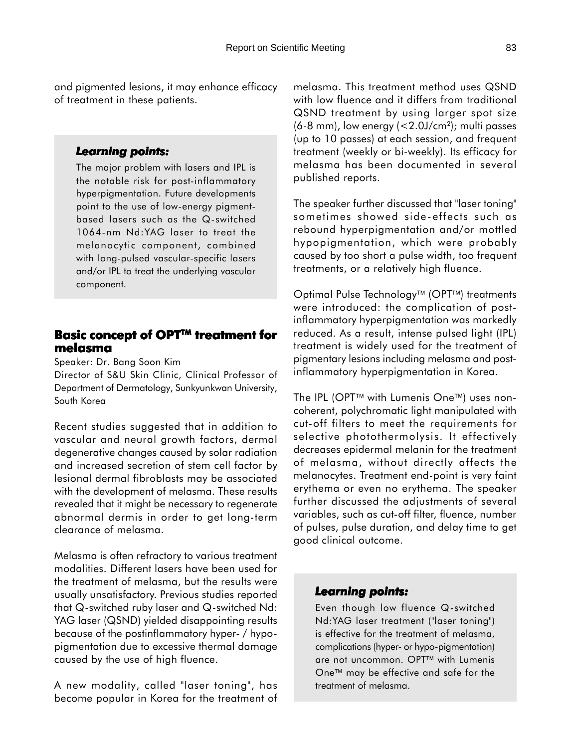and pigmented lesions, it may enhance efficacy of treatment in these patients.

> ***Learning points:***
>
> The major problem with lasers and IPL is the notable risk for post-inflammatory hyperpigmentation. Future developments point to the use of low-energy pigment-based lasers such as the Q-switched 1064-nm Nd:YAG laser to treat the melanocytic component, combined with long-pulsed vascular-specific lasers and/or IPL to treat the underlying vascular component.

## Basic concept of OPT™ treatment for melasma

Speaker: Dr. Bang Soon Kim

Director of S&U Skin Clinic, Clinical Professor of Department of Dermatology, Sunkyunkwan University, South Korea

Recent studies suggested that in addition to vascular and neural growth factors, dermal degenerative changes caused by solar radiation and increased secretion of stem cell factor by lesional dermal fibroblasts may be associated with the development of melasma. These results revealed that it might be necessary to regenerate abnormal dermis in order to get long-term clearance of melasma.

Melasma is often refractory to various treatment modalities. Different lasers have been used for the treatment of melasma, but the results were usually unsatisfactory. Previous studies reported that Q-switched ruby laser and Q-switched Nd: YAG laser (QSND) yielded disappointing results because of the postinflammatory hyper- / hypo-pigmentation due to excessive thermal damage caused by the use of high fluence.

A new modality, called "laser toning", has become popular in Korea for the treatment of melasma. This treatment method uses QSND with low fluence and it differs from traditional QSND treatment by using larger spot size (6-8 mm), low energy (<2.0J/cm$^2$); multi passes (up to 10 passes) at each session, and frequent treatment (weekly or bi-weekly). Its efficacy for melasma has been documented in several published reports.

The speaker further discussed that "laser toning" sometimes showed side-effects such as rebound hyperpigmentation and/or mottled hypopigmentation, which were probably caused by too short a pulse width, too frequent treatments, or a relatively high fluence.

Optimal Pulse Technology™ (OPT™) treatments were introduced: the complication of post-inflammatory hyperpigmentation was markedly reduced. As a result, intense pulsed light (IPL) treatment is widely used for the treatment of pigmentary lesions including melasma and post-inflammatory hyperpigmentation in Korea.

The IPL (OPT™ with Lumenis One™) uses non-coherent, polychromatic light manipulated with cut-off filters to meet the requirements for selective photothermolysis. It effectively decreases epidermal melanin for the treatment of melasma, without directly affects the melanocytes. Treatment end-point is very faint erythema or even no erythema. The speaker further discussed the adjustments of several variables, such as cut-off filter, fluence, number of pulses, pulse duration, and delay time to get good clinical outcome.

> ***Learning points:***
>
> Even though low fluence Q-switched Nd:YAG laser treatment ("laser toning") is effective for the treatment of melasma, complications (hyper- or hypo-pigmentation) are not uncommon. OPT™ with Lumenis One™ may be effective and safe for the treatment of melasma.